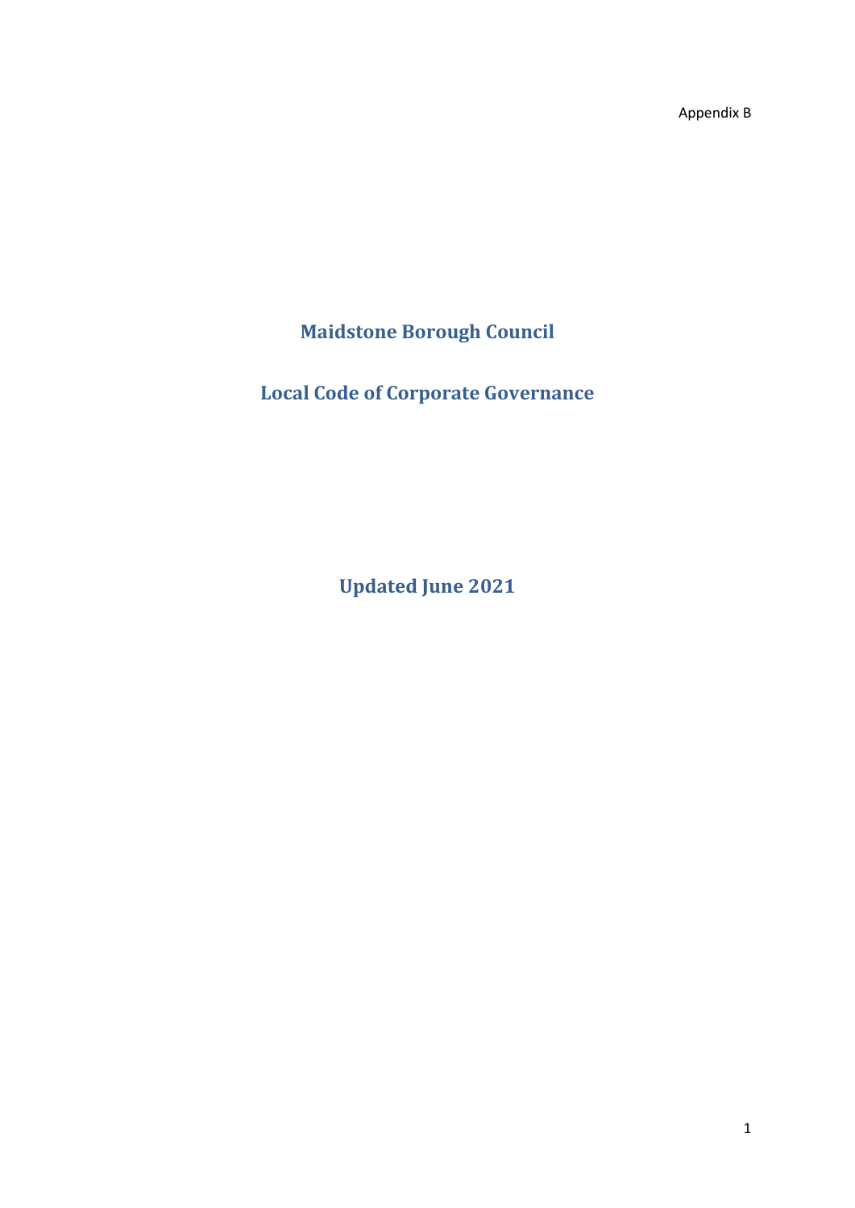Appendix B

# Maidstone Borough Council

# Local Code of Corporate Governance

## Updated June 2021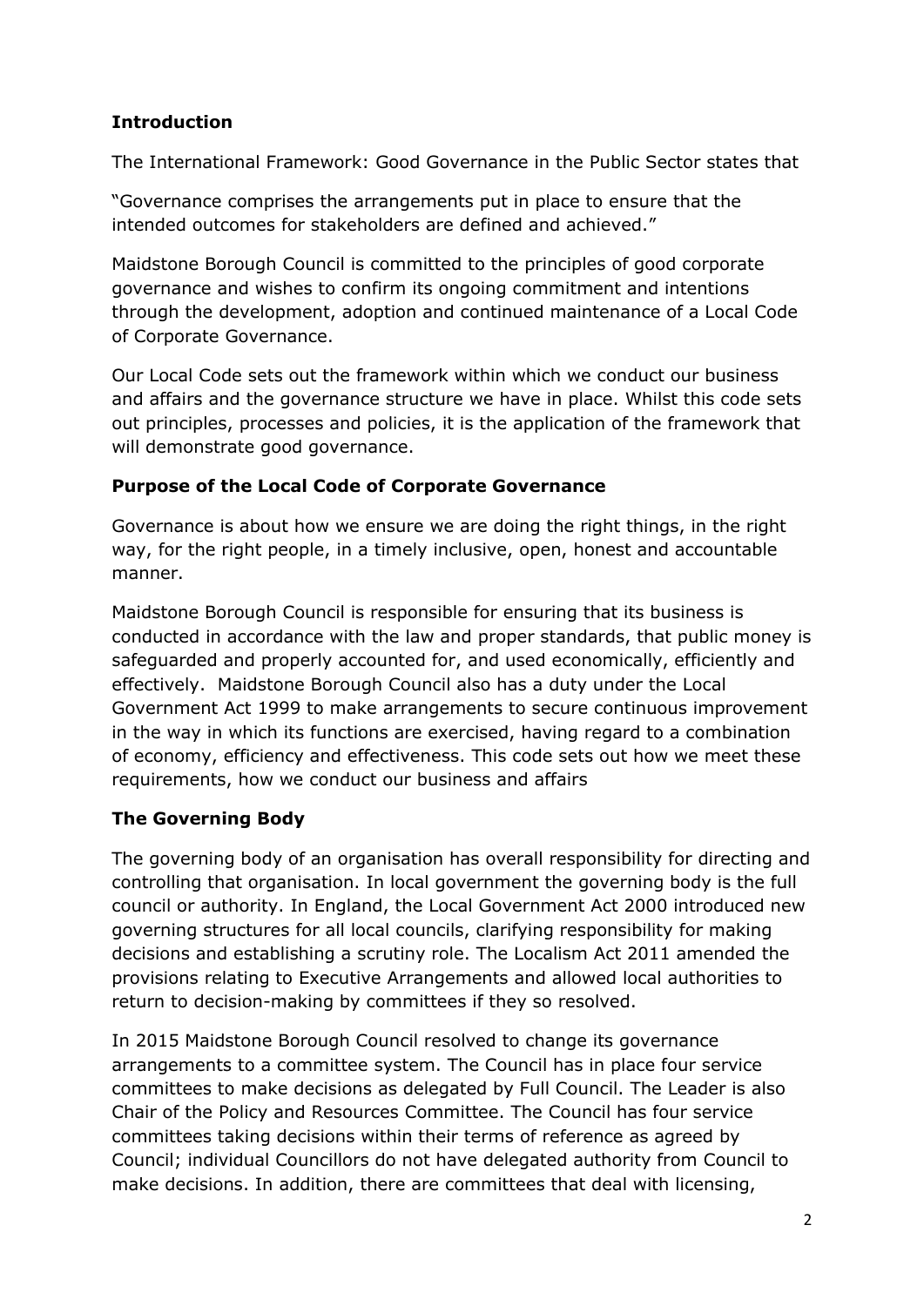**Introduction**

The International Framework: Good Governance in the Public Sector states that

"Governance comprises the arrangements put in place to ensure that the intended outcomes for stakeholders are defined and achieved."

Maidstone Borough Council is committed to the principles of good corporate governance and wishes to confirm its ongoing commitment and intentions through the development, adoption and continued maintenance of a Local Code of Corporate Governance.

Our Local Code sets out the framework within which we conduct our business and affairs and the governance structure we have in place. Whilst this code sets out principles, processes and policies, it is the application of the framework that will demonstrate good governance.

**Purpose of the Local Code of Corporate Governance**

Governance is about how we ensure we are doing the right things, in the right way, for the right people, in a timely inclusive, open, honest and accountable manner.

Maidstone Borough Council is responsible for ensuring that its business is conducted in accordance with the law and proper standards, that public money is safeguarded and properly accounted for, and used economically, efficiently and effectively. Maidstone Borough Council also has a duty under the Local Government Act 1999 to make arrangements to secure continuous improvement in the way in which its functions are exercised, having regard to a combination of economy, efficiency and effectiveness. This code sets out how we meet these requirements, how we conduct our business and affairs

**The Governing Body**

The governing body of an organisation has overall responsibility for directing and controlling that organisation. In local government the governing body is the full council or authority. In England, the Local Government Act 2000 introduced new governing structures for all local councils, clarifying responsibility for making decisions and establishing a scrutiny role. The Localism Act 2011 amended the provisions relating to Executive Arrangements and allowed local authorities to return to decision-making by committees if they so resolved.

In 2015 Maidstone Borough Council resolved to change its governance arrangements to a committee system. The Council has in place four service committees to make decisions as delegated by Full Council. The Leader is also Chair of the Policy and Resources Committee. The Council has four service committees taking decisions within their terms of reference as agreed by Council; individual Councillors do not have delegated authority from Council to make decisions. In addition, there are committees that deal with licensing,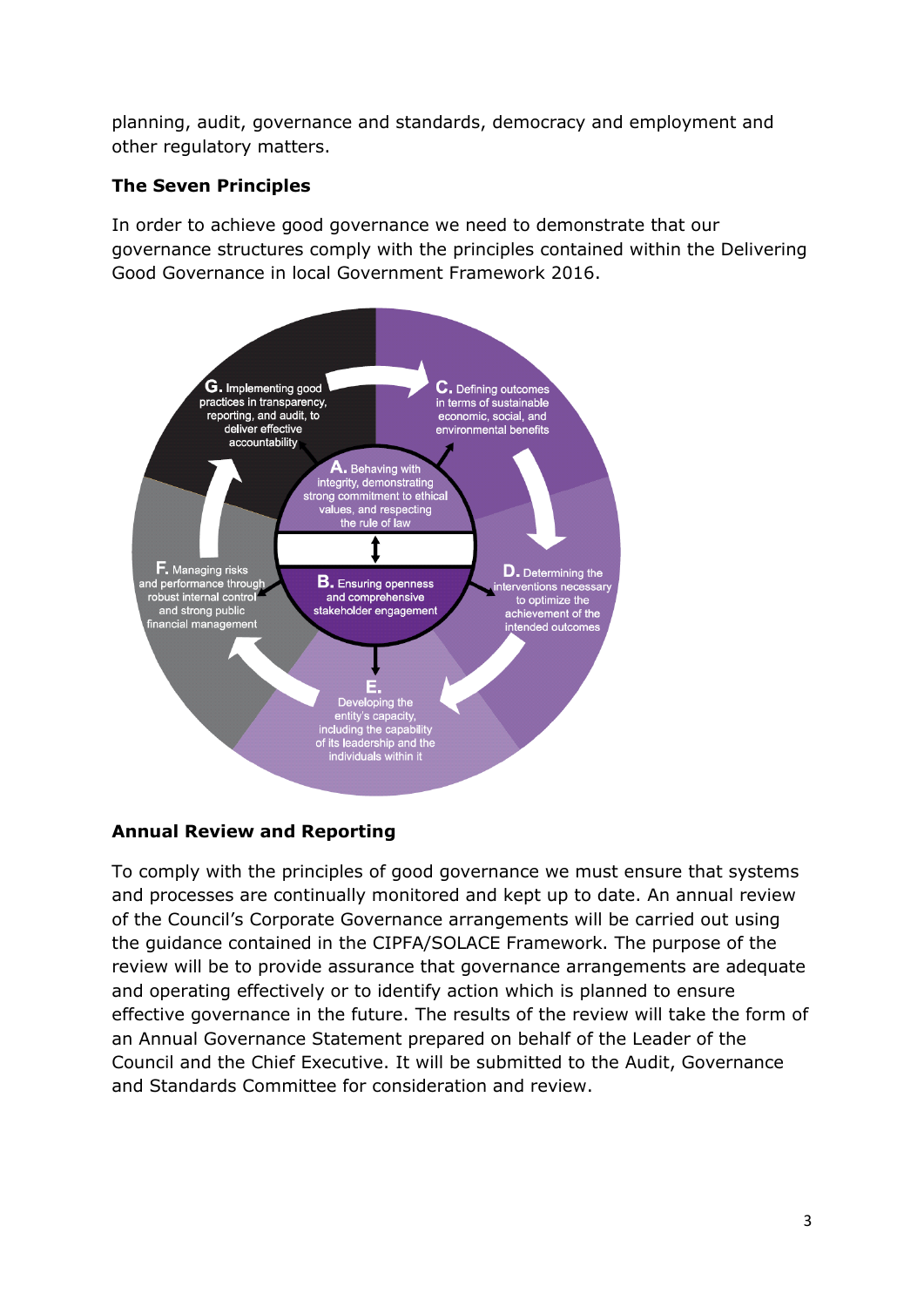planning, audit, governance and standards, democracy and employment and other regulatory matters.

**The Seven Principles**

In order to achieve good governance we need to demonstrate that our governance structures comply with the principles contained within the Delivering Good Governance in local Government Framework 2016.

**A.** Behaving with integrity, demonstrating strong commitment to ethical values, and respecting the rule of law

**B.** Ensuring openness and comprehensive stakeholder engagement

**C.** Defining outcomes in terms of sustainable economic, social, and environmental benefits

**D.** Determining the interventions necessary to optimize the achievement of the intended outcomes

**E.** Developing the entity's capacity, including the capability of its leadership and the individuals within it

**F.** Managing risks and performance through robust internal control and strong public financial management

**G.** Implementing good practices in transparency, reporting, and audit, to deliver effective accountability

**Annual Review and Reporting**

To comply with the principles of good governance we must ensure that systems and processes are continually monitored and kept up to date. An annual review of the Council's Corporate Governance arrangements will be carried out using the guidance contained in the CIPFA/SOLACE Framework. The purpose of the review will be to provide assurance that governance arrangements are adequate and operating effectively or to identify action which is planned to ensure effective governance in the future. The results of the review will take the form of an Annual Governance Statement prepared on behalf of the Leader of the Council and the Chief Executive. It will be submitted to the Audit, Governance and Standards Committee for consideration and review.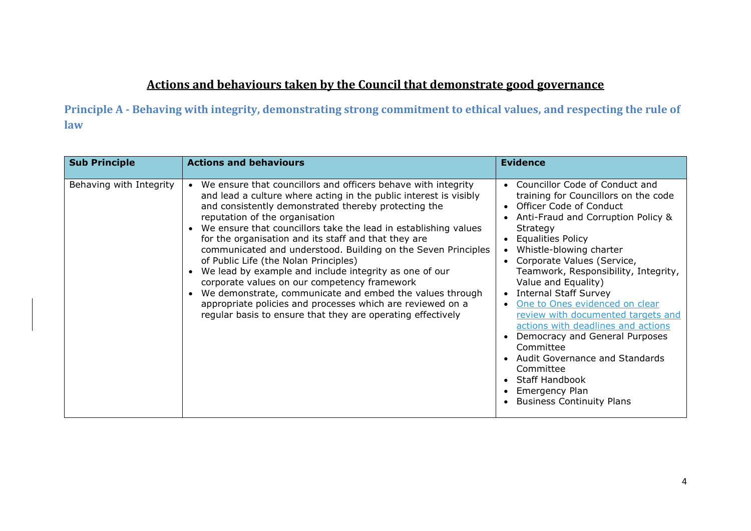# Actions and behaviours taken by the Council that demonstrate good governance

## Principle A - Behaving with integrity, demonstrating strong commitment to ethical values, and respecting the rule of law

| Sub Principle | Actions and behaviours | Evidence |
|---|---|---|
| Behaving with Integrity | • We ensure that councillors and officers behave with integrity and lead a culture where acting in the public interest is visibly and consistently demonstrated thereby protecting the reputation of the organisation<br>• We ensure that councillors take the lead in establishing values for the organisation and its staff and that they are communicated and understood. Building on the Seven Principles of Public Life (the Nolan Principles)<br>• We lead by example and include integrity as one of our corporate values on our competency framework<br>• We demonstrate, communicate and embed the values through appropriate policies and processes which are reviewed on a regular basis to ensure that they are operating effectively | • Councillor Code of Conduct and training for Councillors on the code<br>• Officer Code of Conduct<br>• Anti-Fraud and Corruption Policy & Strategy<br>• Equalities Policy<br>• Whistle-blowing charter<br>• Corporate Values (Service, Teamwork, Responsibility, Integrity, Value and Equality)<br>• Internal Staff Survey<br>• One to Ones evidenced on clear review with documented targets and actions with deadlines and actions<br>• Democracy and General Purposes Committee<br>• Audit Governance and Standards Committee<br>• Staff Handbook<br>• Emergency Plan<br>• Business Continuity Plans |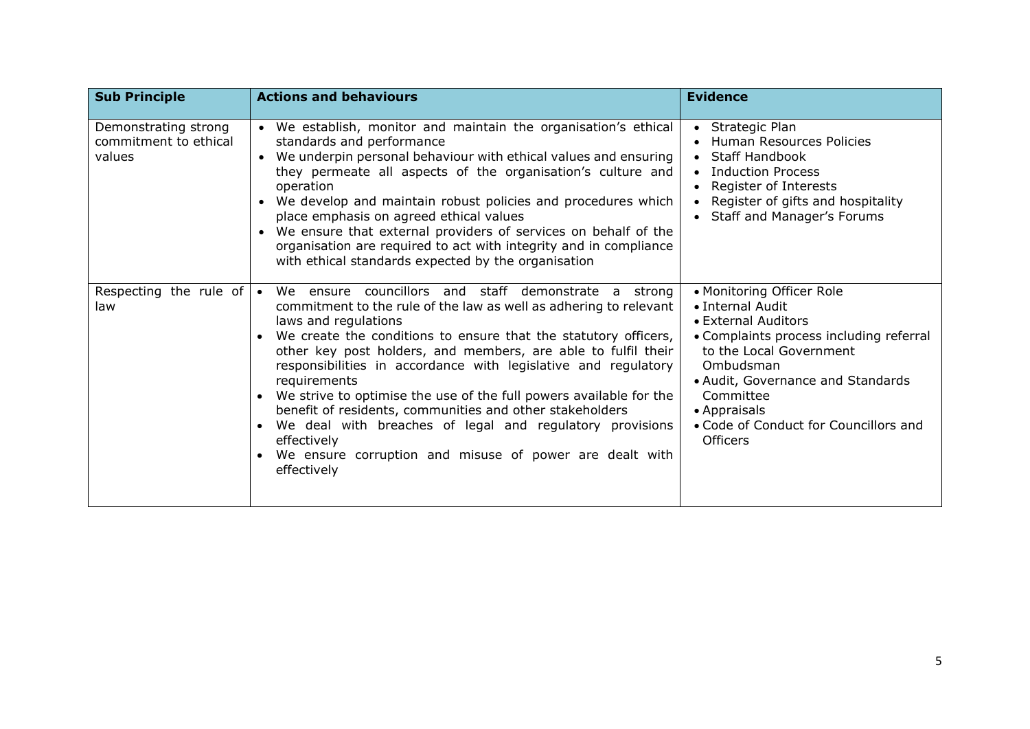| Sub Principle | Actions and behaviours | Evidence |
|---|---|---|
| Demonstrating strong commitment to ethical values | • We establish, monitor and maintain the organisation's ethical standards and performance<br>• We underpin personal behaviour with ethical values and ensuring they permeate all aspects of the organisation's culture and operation<br>• We develop and maintain robust policies and procedures which place emphasis on agreed ethical values<br>• We ensure that external providers of services on behalf of the organisation are required to act with integrity and in compliance with ethical standards expected by the organisation | • Strategic Plan<br>• Human Resources Policies<br>• Staff Handbook<br>• Induction Process<br>• Register of Interests<br>• Register of gifts and hospitality<br>• Staff and Manager's Forums |
| Respecting the rule of law | • We ensure councillors and staff demonstrate a strong commitment to the rule of the law as well as adhering to relevant laws and regulations<br>• We create the conditions to ensure that the statutory officers, other key post holders, and members, are able to fulfil their responsibilities in accordance with legislative and regulatory requirements<br>• We strive to optimise the use of the full powers available for the benefit of residents, communities and other stakeholders<br>• We deal with breaches of legal and regulatory provisions effectively<br>• We ensure corruption and misuse of power are dealt with effectively | • Monitoring Officer Role<br>• Internal Audit<br>• External Auditors<br>• Complaints process including referral to the Local Government Ombudsman<br>• Audit, Governance and Standards Committee<br>• Appraisals<br>• Code of Conduct for Councillors and Officers |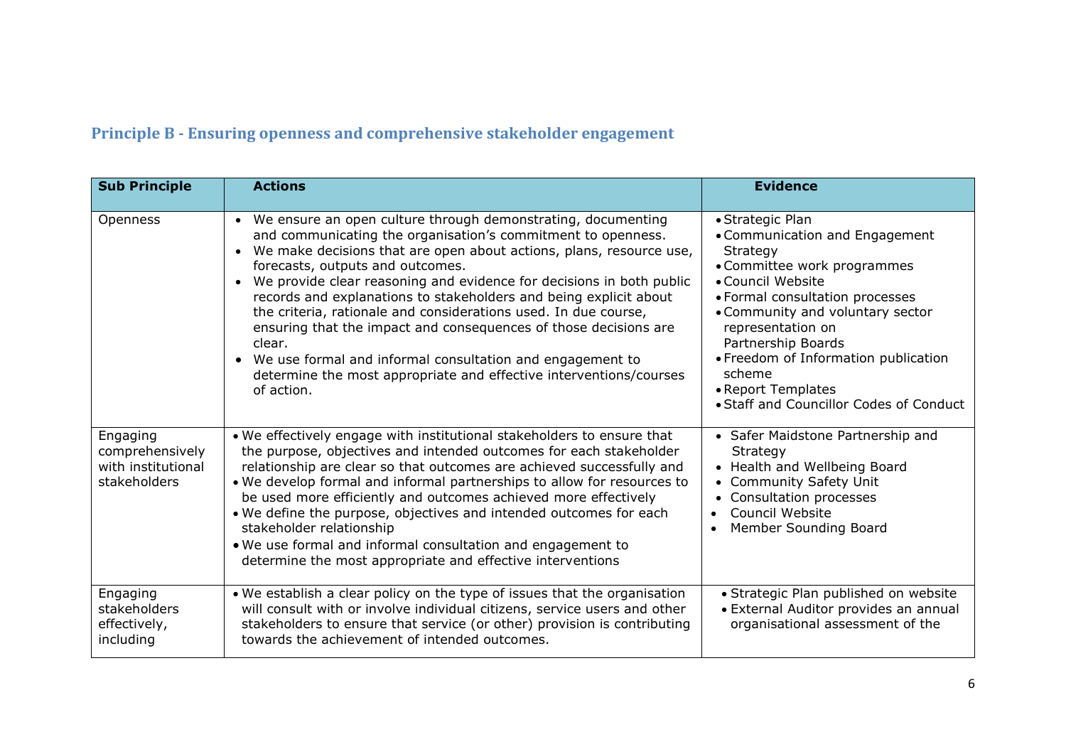## Principle B - Ensuring openness and comprehensive stakeholder engagement

| Sub Principle | Actions | Evidence |
|---|---|---|
| Openness | • We ensure an open culture through demonstrating, documenting and communicating the organisation's commitment to openness.<br>• We make decisions that are open about actions, plans, resource use, forecasts, outputs and outcomes.<br>• We provide clear reasoning and evidence for decisions in both public records and explanations to stakeholders and being explicit about the criteria, rationale and considerations used. In due course, ensuring that the impact and consequences of those decisions are clear.<br>• We use formal and informal consultation and engagement to determine the most appropriate and effective interventions/courses of action. | • Strategic Plan<br>• Communication and Engagement Strategy<br>• Committee work programmes<br>• Council Website<br>• Formal consultation processes<br>• Community and voluntary sector representation on Partnership Boards<br>• Freedom of Information publication scheme<br>• Report Templates<br>• Staff and Councillor Codes of Conduct |
| Engaging comprehensively with institutional stakeholders | • We effectively engage with institutional stakeholders to ensure that the purpose, objectives and intended outcomes for each stakeholder relationship are clear so that outcomes are achieved successfully and<br>• We develop formal and informal partnerships to allow for resources to be used more efficiently and outcomes achieved more effectively<br>• We define the purpose, objectives and intended outcomes for each stakeholder relationship<br>• We use formal and informal consultation and engagement to determine the most appropriate and effective interventions | • Safer Maidstone Partnership and Strategy<br>• Health and Wellbeing Board<br>• Community Safety Unit<br>• Consultation processes<br>• Council Website<br>• Member Sounding Board |
| Engaging stakeholders effectively, including | • We establish a clear policy on the type of issues that the organisation will consult with or involve individual citizens, service users and other stakeholders to ensure that service (or other) provision is contributing towards the achievement of intended outcomes. | • Strategic Plan published on website<br>• External Auditor provides an annual organisational assessment of the |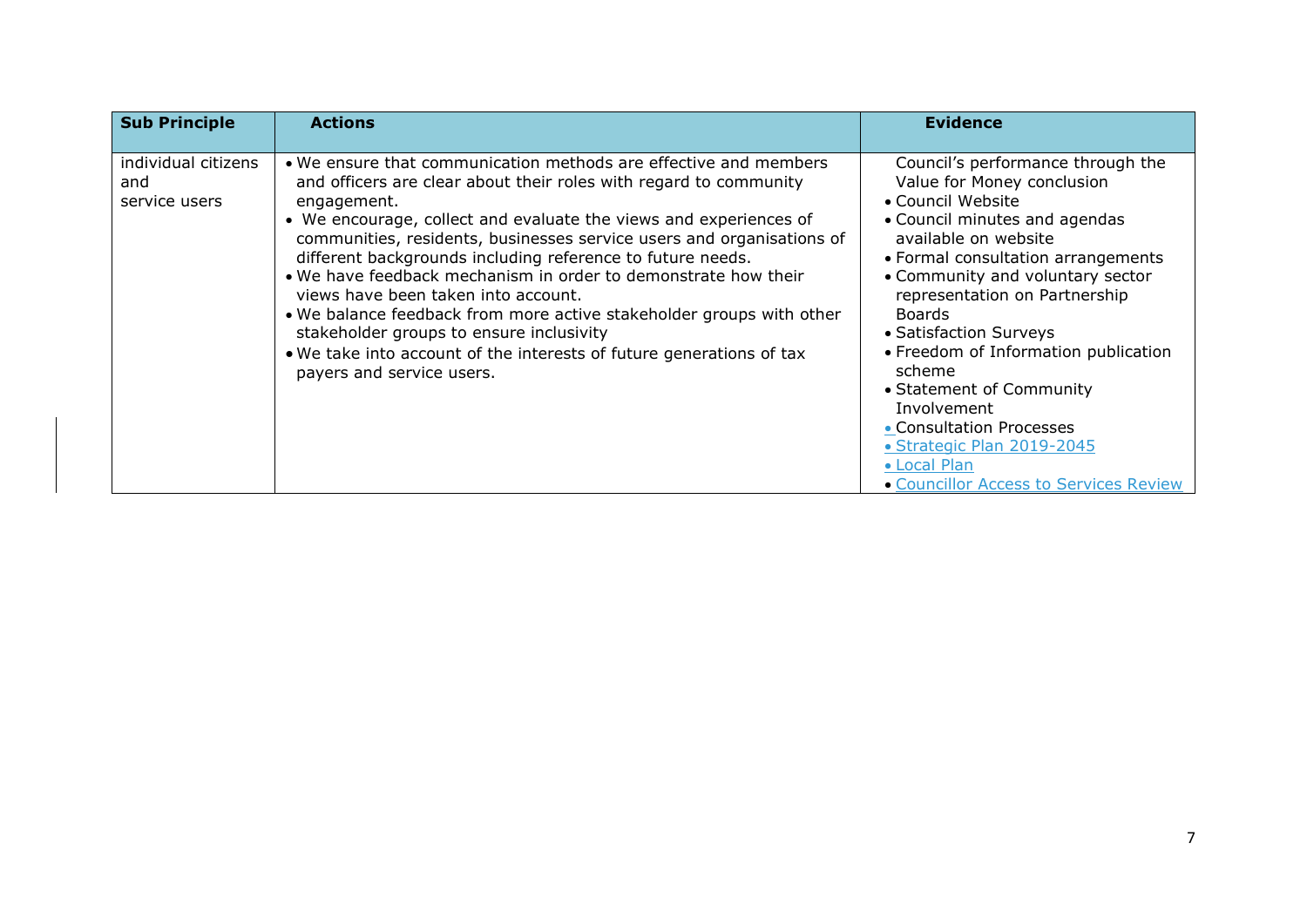| Sub Principle | Actions | Evidence |
|---|---|---|
| individual citizens and service users | • We ensure that communication methods are effective and members and officers are clear about their roles with regard to community engagement.<br>• We encourage, collect and evaluate the views and experiences of communities, residents, businesses service users and organisations of different backgrounds including reference to future needs.<br>• We have feedback mechanism in order to demonstrate how their views have been taken into account.<br>• We balance feedback from more active stakeholder groups with other stakeholder groups to ensure inclusivity<br>• We take into account of the interests of future generations of tax payers and service users. | Council's performance through the Value for Money conclusion<br>• Council Website<br>• Council minutes and agendas available on website<br>• Formal consultation arrangements<br>• Community and voluntary sector representation on Partnership Boards<br>• Satisfaction Surveys<br>• Freedom of Information publication scheme<br>• Statement of Community Involvement<br>• Consultation Processes<br>• Strategic Plan 2019-2045<br>• Local Plan<br>• Councillor Access to Services Review |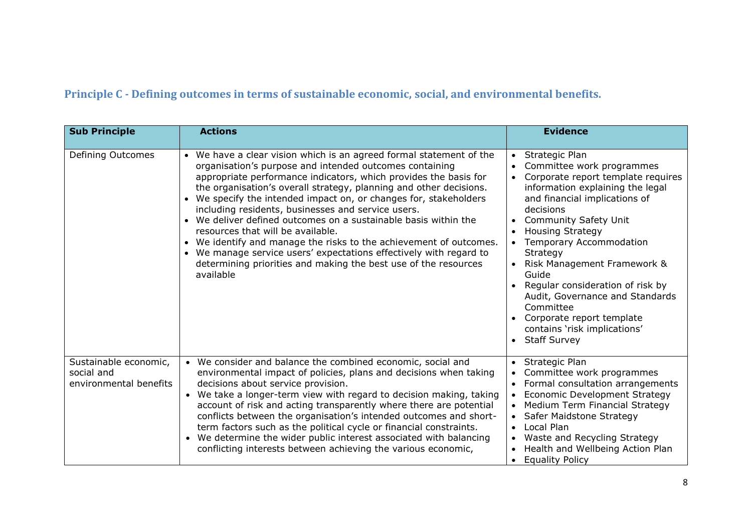## Principle C - Defining outcomes in terms of sustainable economic, social, and environmental benefits.

| Sub Principle | Actions | Evidence |
|---|---|---|
| Defining Outcomes | • We have a clear vision which is an agreed formal statement of the organisation's purpose and intended outcomes containing appropriate performance indicators, which provides the basis for the organisation's overall strategy, planning and other decisions.<br>• We specify the intended impact on, or changes for, stakeholders including residents, businesses and service users.<br>• We deliver defined outcomes on a sustainable basis within the resources that will be available.<br>• We identify and manage the risks to the achievement of outcomes.<br>• We manage service users' expectations effectively with regard to determining priorities and making the best use of the resources available | • Strategic Plan<br>• Committee work programmes<br>• Corporate report template requires information explaining the legal and financial implications of decisions<br>• Community Safety Unit<br>• Housing Strategy<br>• Temporary Accommodation Strategy<br>• Risk Management Framework & Guide<br>• Regular consideration of risk by Audit, Governance and Standards Committee<br>• Corporate report template contains 'risk implications'<br>• Staff Survey |
| Sustainable economic, social and environmental benefits | • We consider and balance the combined economic, social and environmental impact of policies, plans and decisions when taking decisions about service provision.<br>• We take a longer-term view with regard to decision making, taking account of risk and acting transparently where there are potential conflicts between the organisation's intended outcomes and short-term factors such as the political cycle or financial constraints.<br>• We determine the wider public interest associated with balancing conflicting interests between achieving the various economic, | • Strategic Plan<br>• Committee work programmes<br>• Formal consultation arrangements<br>• Economic Development Strategy<br>• Medium Term Financial Strategy<br>• Safer Maidstone Strategy<br>• Local Plan<br>• Waste and Recycling Strategy<br>• Health and Wellbeing Action Plan<br>• Equality Policy |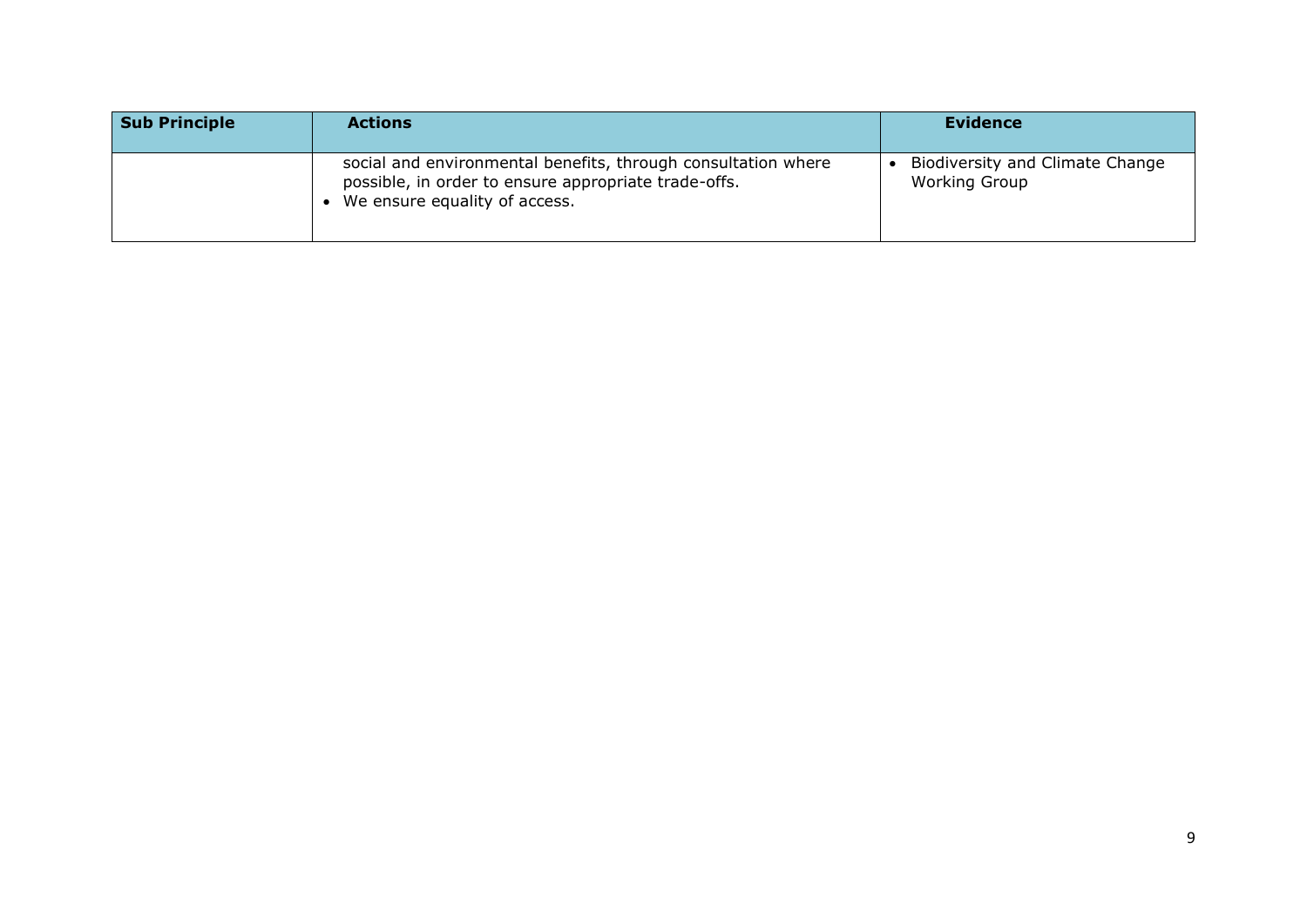| Sub Principle | Actions | Evidence |
| --- | --- | --- |
| | social and environmental benefits, through consultation where possible, in order to ensure appropriate trade-offs.<br>• We ensure equality of access. | • Biodiversity and Climate Change Working Group |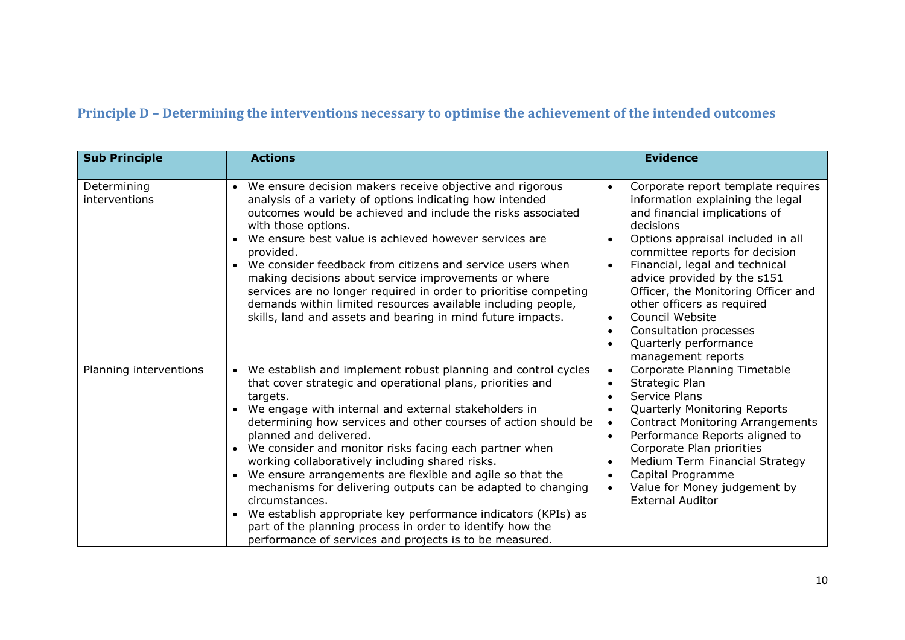## Principle D – Determining the interventions necessary to optimise the achievement of the intended outcomes

| Sub Principle | Actions | Evidence |
|---|---|---|
| Determining interventions | • We ensure decision makers receive objective and rigorous analysis of a variety of options indicating how intended outcomes would be achieved and include the risks associated with those options.<br>• We ensure best value is achieved however services are provided.<br>• We consider feedback from citizens and service users when making decisions about service improvements or where services are no longer required in order to prioritise competing demands within limited resources available including people, skills, land and assets and bearing in mind future impacts. | • Corporate report template requires information explaining the legal and financial implications of decisions<br>• Options appraisal included in all committee reports for decision<br>• Financial, legal and technical advice provided by the s151 Officer, the Monitoring Officer and other officers as required<br>• Council Website<br>• Consultation processes<br>• Quarterly performance management reports |
| Planning interventions | • We establish and implement robust planning and control cycles that cover strategic and operational plans, priorities and targets.<br>• We engage with internal and external stakeholders in determining how services and other courses of action should be planned and delivered.<br>• We consider and monitor risks facing each partner when working collaboratively including shared risks.<br>• We ensure arrangements are flexible and agile so that the mechanisms for delivering outputs can be adapted to changing circumstances.<br>• We establish appropriate key performance indicators (KPIs) as part of the planning process in order to identify how the performance of services and projects is to be measured. | • Corporate Planning Timetable<br>• Strategic Plan<br>• Service Plans<br>• Quarterly Monitoring Reports<br>• Contract Monitoring Arrangements<br>• Performance Reports aligned to Corporate Plan priorities<br>• Medium Term Financial Strategy<br>• Capital Programme<br>• Value for Money judgement by External Auditor |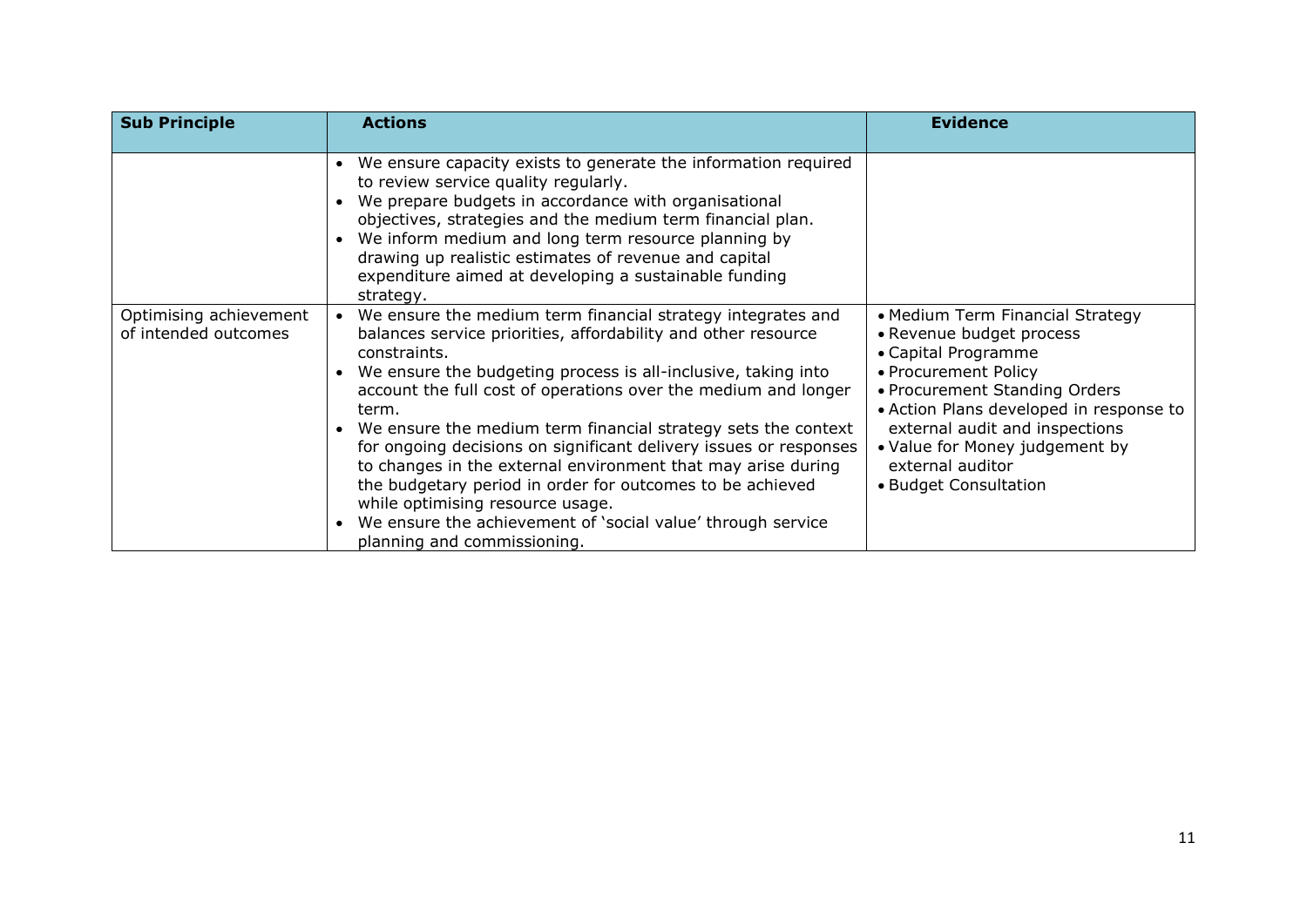| Sub Principle | Actions | Evidence |
|---|---|---|
| | • We ensure capacity exists to generate the information required to review service quality regularly.<br>• We prepare budgets in accordance with organisational objectives, strategies and the medium term financial plan.<br>• We inform medium and long term resource planning by drawing up realistic estimates of revenue and capital expenditure aimed at developing a sustainable funding strategy. | |
| Optimising achievement of intended outcomes | • We ensure the medium term financial strategy integrates and balances service priorities, affordability and other resource constraints.<br>• We ensure the budgeting process is all-inclusive, taking into account the full cost of operations over the medium and longer term.<br>• We ensure the medium term financial strategy sets the context for ongoing decisions on significant delivery issues or responses to changes in the external environment that may arise during the budgetary period in order for outcomes to be achieved while optimising resource usage.<br>• We ensure the achievement of 'social value' through service planning and commissioning. | • Medium Term Financial Strategy<br>• Revenue budget process<br>• Capital Programme<br>• Procurement Policy<br>• Procurement Standing Orders<br>• Action Plans developed in response to external audit and inspections<br>• Value for Money judgement by external auditor<br>• Budget Consultation |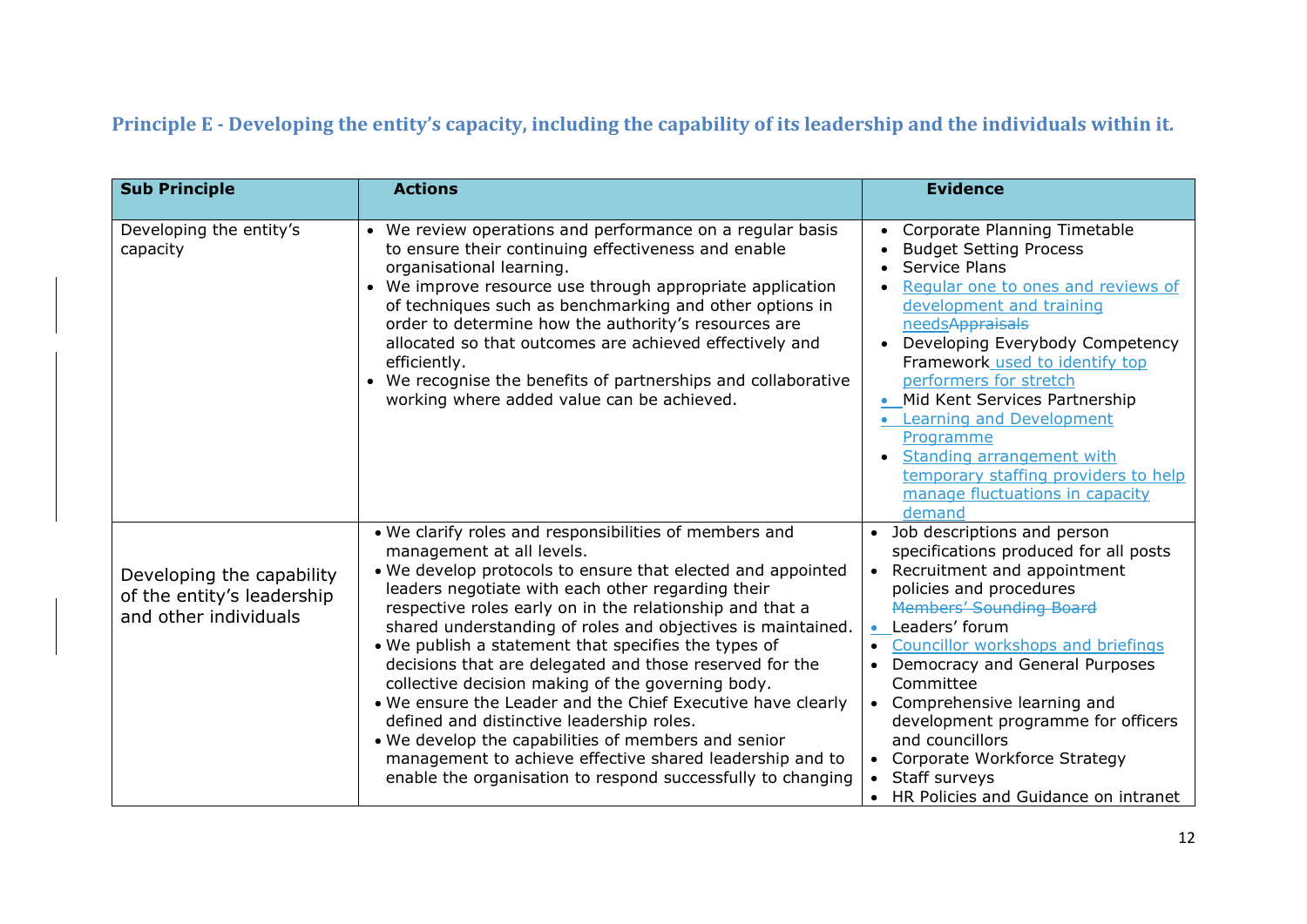## Principle E - Developing the entity's capacity, including the capability of its leadership and the individuals within it.

| Sub Principle | Actions | Evidence |
|---|---|---|
| Developing the entity's capacity | • We review operations and performance on a regular basis to ensure their continuing effectiveness and enable organisational learning.<br>• We improve resource use through appropriate application of techniques such as benchmarking and other options in order to determine how the authority's resources are allocated so that outcomes are achieved effectively and efficiently.<br>• We recognise the benefits of partnerships and collaborative working where added value can be achieved. | • Corporate Planning Timetable<br>• Budget Setting Process<br>• Service Plans<br>• Regular one to ones and reviews of development and training needs~~Appraisals~~<br>• Developing Everybody Competency Framework used to identify top performers for stretch<br>• Mid Kent Services Partnership<br>• Learning and Development Programme<br>• Standing arrangement with temporary staffing providers to help manage fluctuations in capacity demand |
| Developing the capability of the entity's leadership and other individuals | • We clarify roles and responsibilities of members and management at all levels.<br>• We develop protocols to ensure that elected and appointed leaders negotiate with each other regarding their respective roles early on in the relationship and that a shared understanding of roles and objectives is maintained.<br>• We publish a statement that specifies the types of decisions that are delegated and those reserved for the collective decision making of the governing body.<br>• We ensure the Leader and the Chief Executive have clearly defined and distinctive leadership roles.<br>• We develop the capabilities of members and senior management to achieve effective shared leadership and to enable the organisation to respond successfully to changing | • Job descriptions and person specifications produced for all posts<br>• Recruitment and appointment policies and procedures<br>~~Members' Sounding Board~~<br>• Leaders' forum<br>• Councillor workshops and briefings<br>• Democracy and General Purposes Committee<br>• Comprehensive learning and development programme for officers and councillors<br>• Corporate Workforce Strategy<br>• Staff surveys<br>• HR Policies and Guidance on intranet |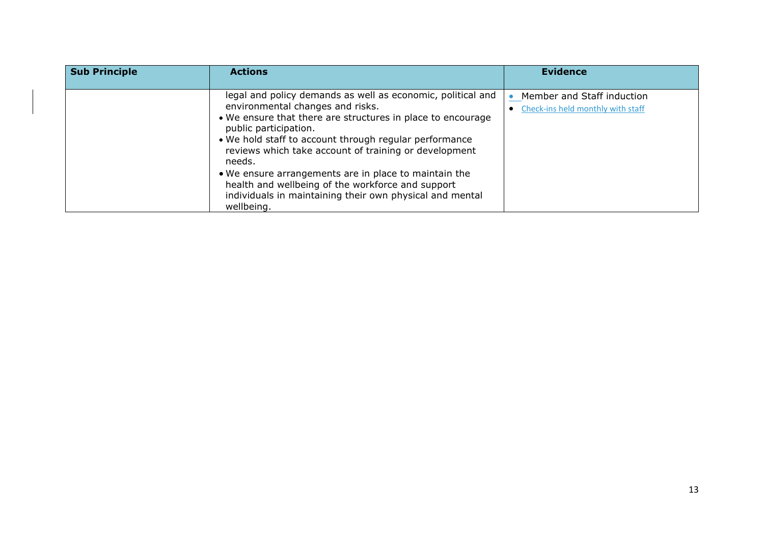| Sub Principle | Actions | Evidence |
|---|---|---|
| | legal and policy demands as well as economic, political and environmental changes and risks.<br>• We ensure that there are structures in place to encourage public participation.<br>• We hold staff to account through regular performance reviews which take account of training or development needs.<br>• We ensure arrangements are in place to maintain the health and wellbeing of the workforce and support individuals in maintaining their own physical and mental wellbeing. | • Member and Staff induction<br>• Check-ins held monthly with staff |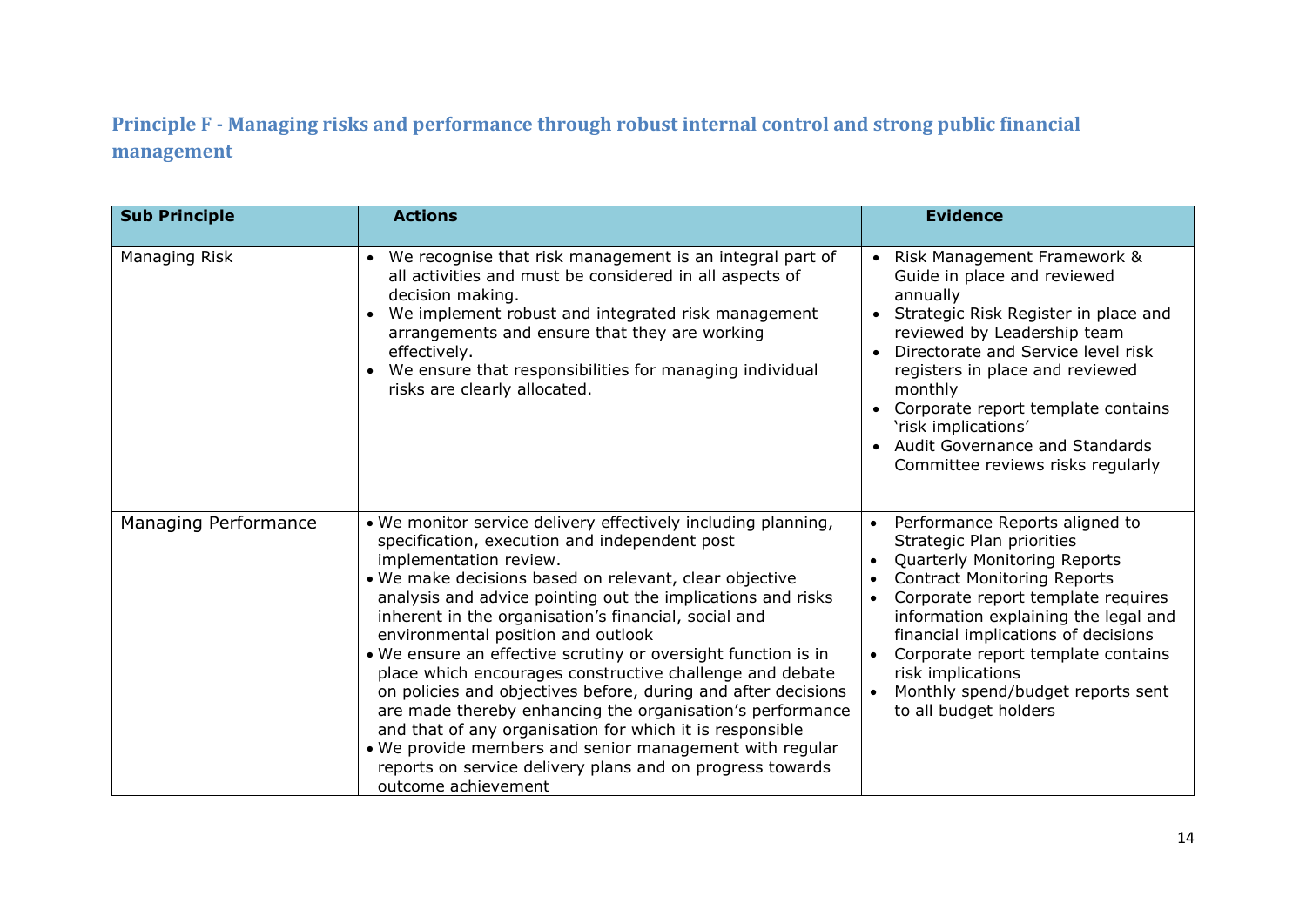## Principle F - Managing risks and performance through robust internal control and strong public financial management

| Sub Principle | Actions | Evidence |
|---|---|---|
| Managing Risk | • We recognise that risk management is an integral part of all activities and must be considered in all aspects of decision making.<br>• We implement robust and integrated risk management arrangements and ensure that they are working effectively.<br>• We ensure that responsibilities for managing individual risks are clearly allocated. | • Risk Management Framework & Guide in place and reviewed annually<br>• Strategic Risk Register in place and reviewed by Leadership team<br>• Directorate and Service level risk registers in place and reviewed monthly<br>• Corporate report template contains 'risk implications'<br>• Audit Governance and Standards Committee reviews risks regularly |
| Managing Performance | • We monitor service delivery effectively including planning, specification, execution and independent post implementation review.<br>• We make decisions based on relevant, clear objective analysis and advice pointing out the implications and risks inherent in the organisation's financial, social and environmental position and outlook<br>• We ensure an effective scrutiny or oversight function is in place which encourages constructive challenge and debate on policies and objectives before, during and after decisions are made thereby enhancing the organisation's performance and that of any organisation for which it is responsible<br>• We provide members and senior management with regular reports on service delivery plans and on progress towards outcome achievement | • Performance Reports aligned to Strategic Plan priorities<br>• Quarterly Monitoring Reports<br>• Contract Monitoring Reports<br>• Corporate report template requires information explaining the legal and financial implications of decisions<br>• Corporate report template contains risk implications<br>• Monthly spend/budget reports sent to all budget holders |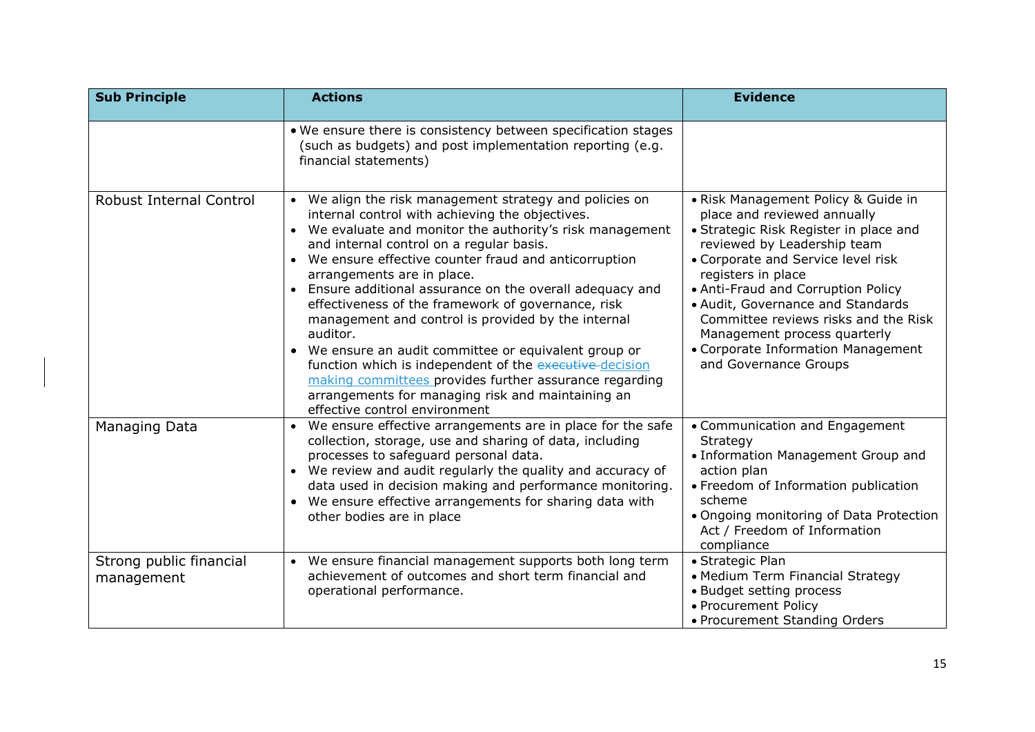| Sub Principle | Actions | Evidence |
|---|---|---|
| | • We ensure there is consistency between specification stages (such as budgets) and post implementation reporting (e.g. financial statements) | |
| Robust Internal Control | • We align the risk management strategy and policies on internal control with achieving the objectives.<br>• We evaluate and monitor the authority's risk management and internal control on a regular basis.<br>• We ensure effective counter fraud and anticorruption arrangements are in place.<br>• Ensure additional assurance on the overall adequacy and effectiveness of the framework of governance, risk management and control is provided by the internal auditor.<br>• We ensure an audit committee or equivalent group or function which is independent of the ~~executive~~ decision making committees provides further assurance regarding arrangements for managing risk and maintaining an effective control environment | • Risk Management Policy & Guide in place and reviewed annually<br>• Strategic Risk Register in place and reviewed by Leadership team<br>• Corporate and Service level risk registers in place<br>• Anti-Fraud and Corruption Policy<br>• Audit, Governance and Standards Committee reviews risks and the Risk Management process quarterly<br>• Corporate Information Management and Governance Groups |
| Managing Data | • We ensure effective arrangements are in place for the safe collection, storage, use and sharing of data, including processes to safeguard personal data.<br>• We review and audit regularly the quality and accuracy of data used in decision making and performance monitoring.<br>• We ensure effective arrangements for sharing data with other bodies are in place | • Communication and Engagement Strategy<br>• Information Management Group and action plan<br>• Freedom of Information publication scheme<br>• Ongoing monitoring of Data Protection Act / Freedom of Information compliance |
| Strong public financial management | • We ensure financial management supports both long term achievement of outcomes and short term financial and operational performance. | • Strategic Plan<br>• Medium Term Financial Strategy<br>• Budget setting process<br>• Procurement Policy<br>• Procurement Standing Orders |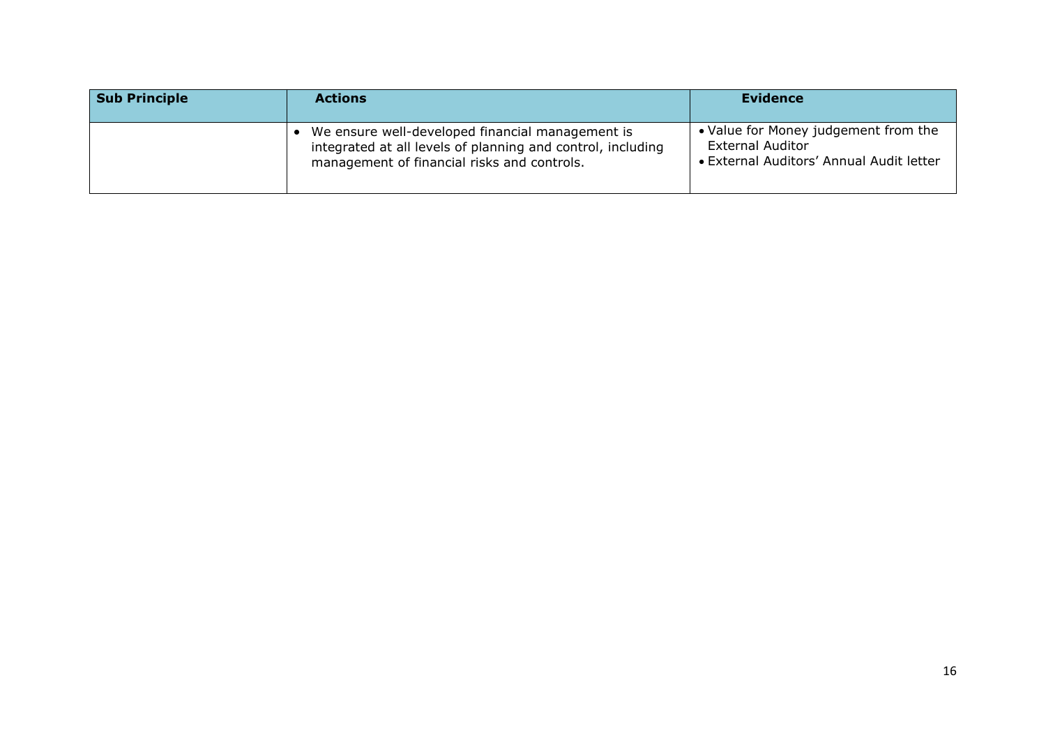| Sub Principle | Actions | Evidence |
|---|---|---|
| | • We ensure well-developed financial management is integrated at all levels of planning and control, including management of financial risks and controls. | • Value for Money judgement from the External Auditor<br>• External Auditors' Annual Audit letter |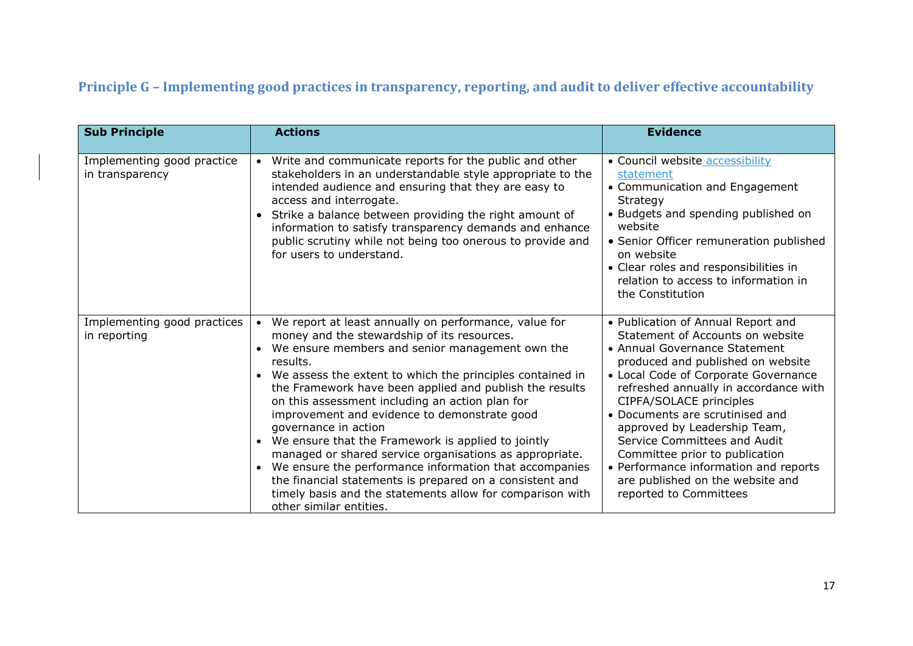## Principle G – Implementing good practices in transparency, reporting, and audit to deliver effective accountability

| Sub Principle | Actions | Evidence |
|---|---|---|
| Implementing good practice in transparency | • Write and communicate reports for the public and other stakeholders in an understandable style appropriate to the intended audience and ensuring that they are easy to access and interrogate.<br>• Strike a balance between providing the right amount of information to satisfy transparency demands and enhance public scrutiny while not being too onerous to provide and for users to understand. | • Council website accessibility statement<br>• Communication and Engagement Strategy<br>• Budgets and spending published on website<br>• Senior Officer remuneration published on website<br>• Clear roles and responsibilities in relation to access to information in the Constitution |
| Implementing good practices in reporting | • We report at least annually on performance, value for money and the stewardship of its resources.<br>• We ensure members and senior management own the results.<br>• We assess the extent to which the principles contained in the Framework have been applied and publish the results on this assessment including an action plan for improvement and evidence to demonstrate good governance in action<br>• We ensure that the Framework is applied to jointly managed or shared service organisations as appropriate.<br>• We ensure the performance information that accompanies the financial statements is prepared on a consistent and timely basis and the statements allow for comparison with other similar entities. | • Publication of Annual Report and Statement of Accounts on website<br>• Annual Governance Statement produced and published on website<br>• Local Code of Corporate Governance refreshed annually in accordance with CIPFA/SOLACE principles<br>• Documents are scrutinised and approved by Leadership Team, Service Committees and Audit Committee prior to publication<br>• Performance information and reports are published on the website and reported to Committees |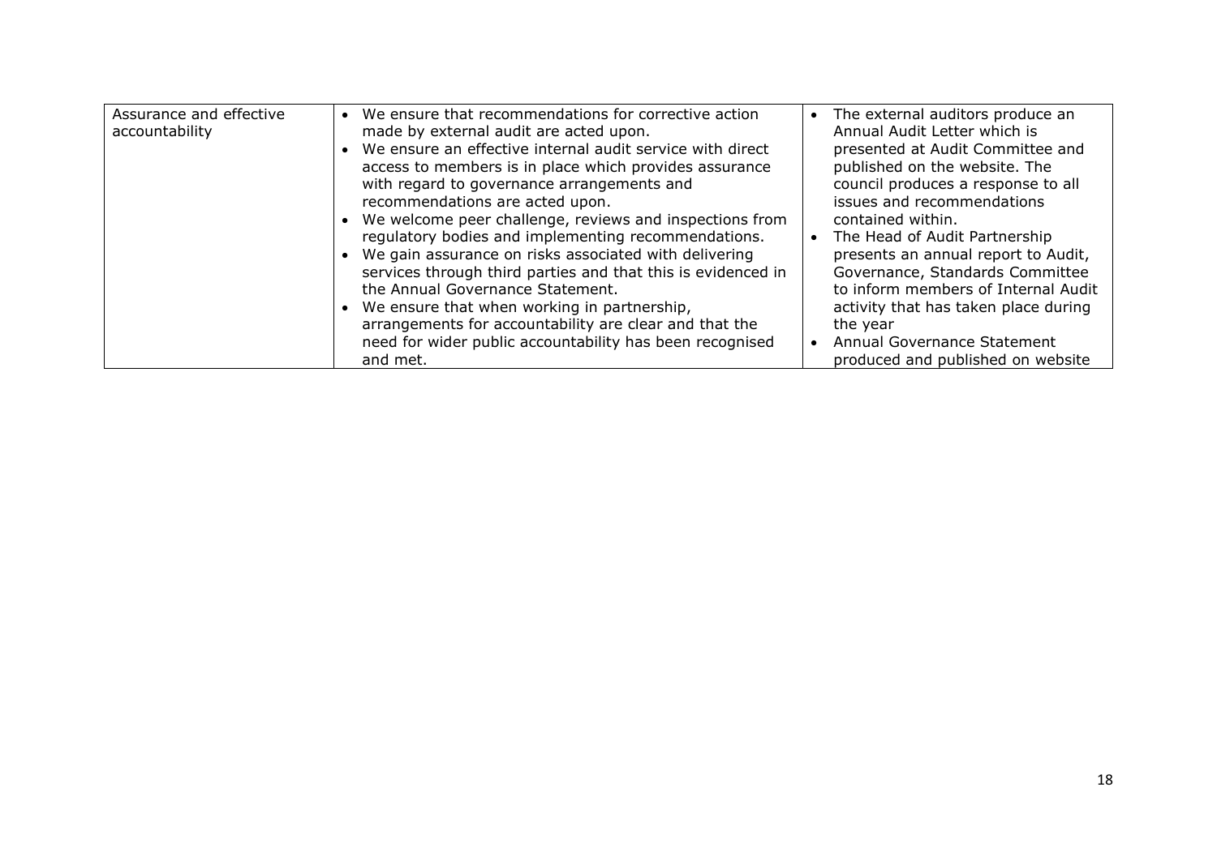| | | |
|---|---|---|
| Assurance and effective accountability | • We ensure that recommendations for corrective action made by external audit are acted upon.<br>• We ensure an effective internal audit service with direct access to members is in place which provides assurance with regard to governance arrangements and recommendations are acted upon.<br>• We welcome peer challenge, reviews and inspections from regulatory bodies and implementing recommendations.<br>• We gain assurance on risks associated with delivering services through third parties and that this is evidenced in the Annual Governance Statement.<br>• We ensure that when working in partnership, arrangements for accountability are clear and that the need for wider public accountability has been recognised and met. | • The external auditors produce an Annual Audit Letter which is presented at Audit Committee and published on the website. The council produces a response to all issues and recommendations contained within.<br>• The Head of Audit Partnership presents an annual report to Audit, Governance, Standards Committee to inform members of Internal Audit activity that has taken place during the year<br>• Annual Governance Statement produced and published on website |